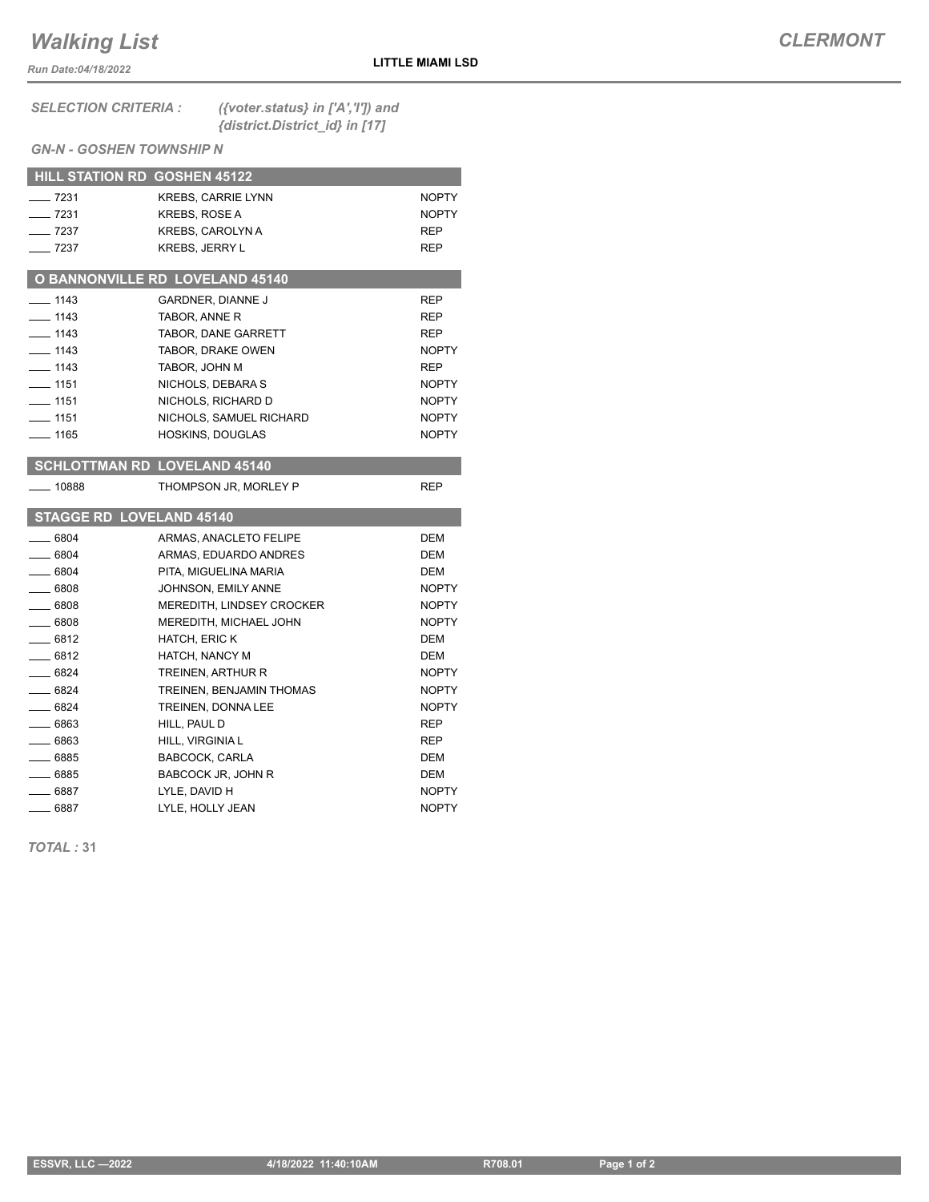# Walking List

**CLERMONT**

*Run Date:04/18/2022*

**LITTLE MIAMI LSD**

*SELECTION CRITERIA :* *({voter.status} in ['A','I']) and {district.District_id} in [17]*

*GN-N - GOSHEN TOWNSHIP N*

## HILL STATION RD GOSHEN 45122

| | | |
|---|---|---|
| ____ 7231 | KREBS, CARRIE LYNN | NOPTY |
| ____ 7231 | KREBS, ROSE A | NOPTY |
| ____ 7237 | KREBS, CAROLYN A | REP |
| ____ 7237 | KREBS, JERRY L | REP |

## O BANNONVILLE RD LOVELAND 45140

| | | |
|---|---|---|
| ____ 1143 | GARDNER, DIANNE J | REP |
| ____ 1143 | TABOR, ANNE R | REP |
| ____ 1143 | TABOR, DANE GARRETT | REP |
| ____ 1143 | TABOR, DRAKE OWEN | NOPTY |
| ____ 1143 | TABOR, JOHN M | REP |
| ____ 1151 | NICHOLS, DEBARA S | NOPTY |
| ____ 1151 | NICHOLS, RICHARD D | NOPTY |
| ____ 1151 | NICHOLS, SAMUEL RICHARD | NOPTY |
| ____ 1165 | HOSKINS, DOUGLAS | NOPTY |

## SCHLOTTMAN RD LOVELAND 45140

| | | |
|---|---|---|
| ____ 10888 | THOMPSON JR, MORLEY P | REP |

## STAGGE RD LOVELAND 45140

| | | |
|---|---|---|
| ____ 6804 | ARMAS, ANACLETO FELIPE | DEM |
| ____ 6804 | ARMAS, EDUARDO ANDRES | DEM |
| ____ 6804 | PITA, MIGUELINA MARIA | DEM |
| ____ 6808 | JOHNSON, EMILY ANNE | NOPTY |
| ____ 6808 | MEREDITH, LINDSEY CROCKER | NOPTY |
| ____ 6808 | MEREDITH, MICHAEL JOHN | NOPTY |
| ____ 6812 | HATCH, ERIC K | DEM |
| ____ 6812 | HATCH, NANCY M | DEM |
| ____ 6824 | TREINEN, ARTHUR R | NOPTY |
| ____ 6824 | TREINEN, BENJAMIN THOMAS | NOPTY |
| ____ 6824 | TREINEN, DONNA LEE | NOPTY |
| ____ 6863 | HILL, PAUL D | REP |
| ____ 6863 | HILL, VIRGINIA L | REP |
| ____ 6885 | BABCOCK, CARLA | DEM |
| ____ 6885 | BABCOCK JR, JOHN R | DEM |
| ____ 6887 | LYLE, DAVID H | NOPTY |
| ____ 6887 | LYLE, HOLLY JEAN | NOPTY |

*TOTAL :* **31**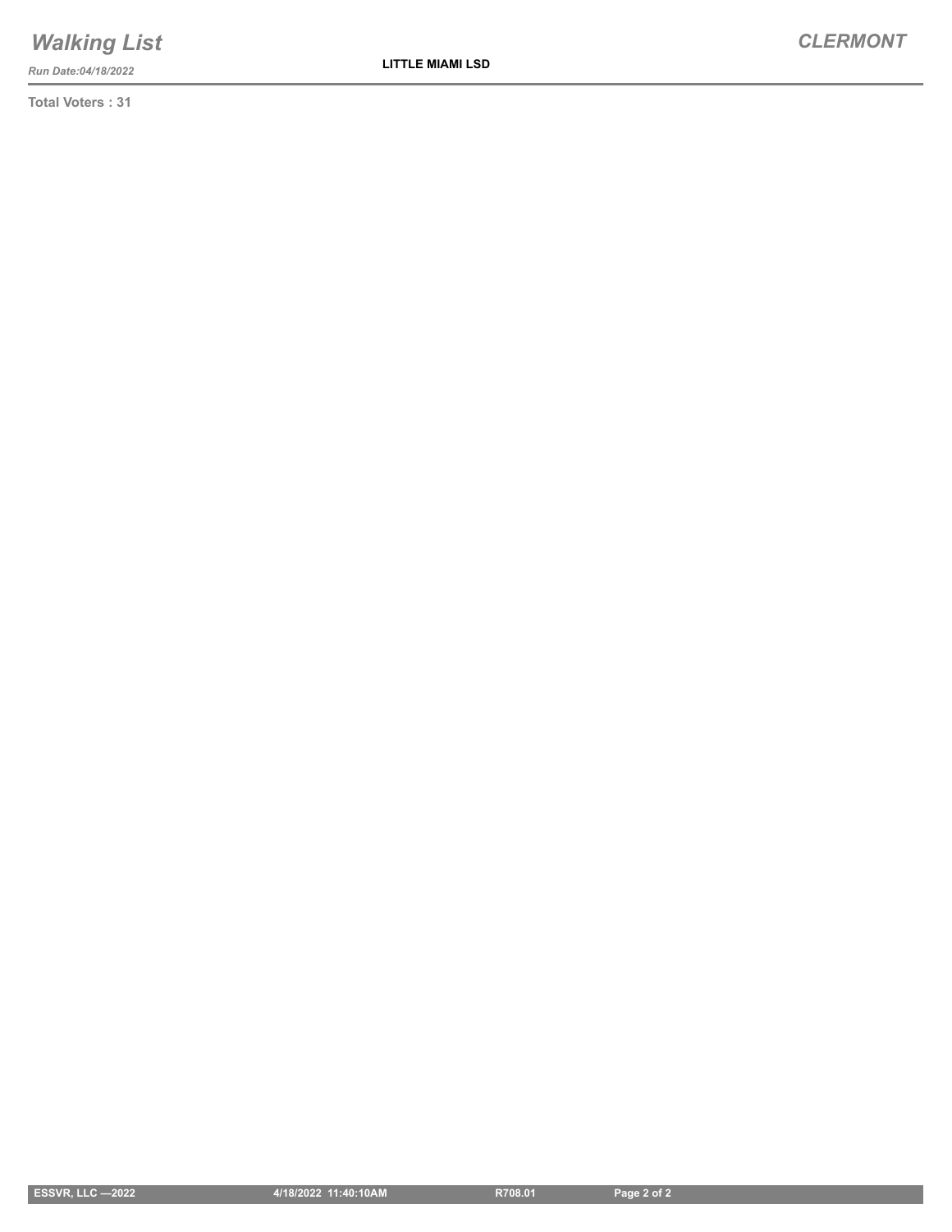**Total Voters : 31**